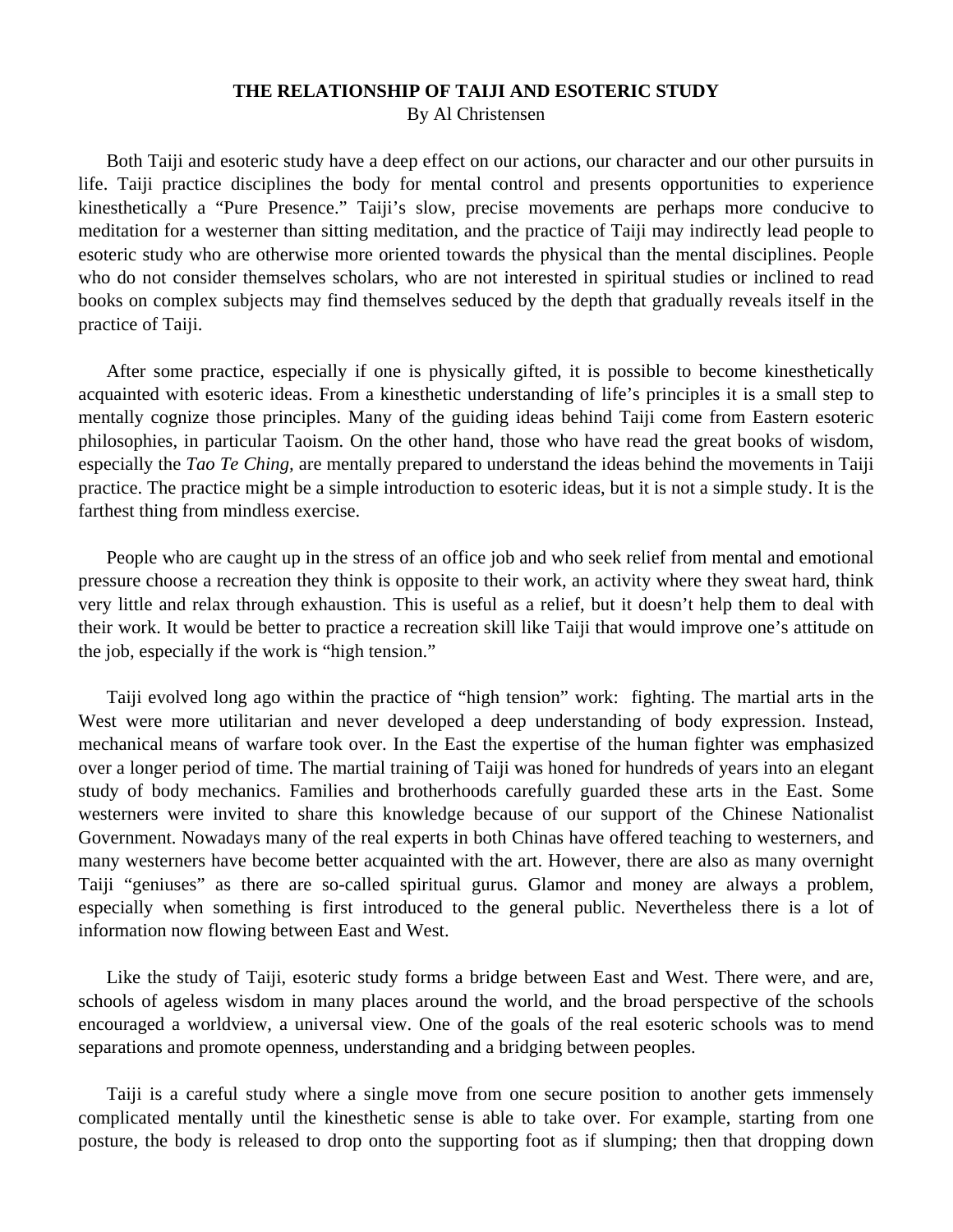# THE RELATIONSHIP OF TAIJI AND ESOTERIC STUDY

By Al Christensen

Both Taiji and esoteric study have a deep effect on our actions, our character and our other pursuits in life. Taiji practice disciplines the body for mental control and presents opportunities to experience kinesthetically a “Pure Presence.” Taiji’s slow, precise movements are perhaps more conducive to meditation for a westerner than sitting meditation, and the practice of Taiji may indirectly lead people to esoteric study who are otherwise more oriented towards the physical than the mental disciplines. People who do not consider themselves scholars, who are not interested in spiritual studies or inclined to read books on complex subjects may find themselves seduced by the depth that gradually reveals itself in the practice of Taiji.

After some practice, especially if one is physically gifted, it is possible to become kinesthetically acquainted with esoteric ideas. From a kinesthetic understanding of life’s principles it is a small step to mentally cognize those principles. Many of the guiding ideas behind Taiji come from Eastern esoteric philosophies, in particular Taoism. On the other hand, those who have read the great books of wisdom, especially the *Tao Te Ching*, are mentally prepared to understand the ideas behind the movements in Taiji practice. The practice might be a simple introduction to esoteric ideas, but it is not a simple study. It is the farthest thing from mindless exercise.

People who are caught up in the stress of an office job and who seek relief from mental and emotional pressure choose a recreation they think is opposite to their work, an activity where they sweat hard, think very little and relax through exhaustion. This is useful as a relief, but it doesn’t help them to deal with their work. It would be better to practice a recreation skill like Taiji that would improve one’s attitude on the job, especially if the work is “high tension.”

Taiji evolved long ago within the practice of “high tension” work: fighting. The martial arts in the West were more utilitarian and never developed a deep understanding of body expression. Instead, mechanical means of warfare took over. In the East the expertise of the human fighter was emphasized over a longer period of time. The martial training of Taiji was honed for hundreds of years into an elegant study of body mechanics. Families and brotherhoods carefully guarded these arts in the East. Some westerners were invited to share this knowledge because of our support of the Chinese Nationalist Government. Nowadays many of the real experts in both Chinas have offered teaching to westerners, and many westerners have become better acquainted with the art. However, there are also as many overnight Taiji “geniuses” as there are so-called spiritual gurus. Glamor and money are always a problem, especially when something is first introduced to the general public. Nevertheless there is a lot of information now flowing between East and West.

Like the study of Taiji, esoteric study forms a bridge between East and West. There were, and are, schools of ageless wisdom in many places around the world, and the broad perspective of the schools encouraged a worldview, a universal view. One of the goals of the real esoteric schools was to mend separations and promote openness, understanding and a bridging between peoples.

Taiji is a careful study where a single move from one secure position to another gets immensely complicated mentally until the kinesthetic sense is able to take over. For example, starting from one posture, the body is released to drop onto the supporting foot as if slumping; then that dropping down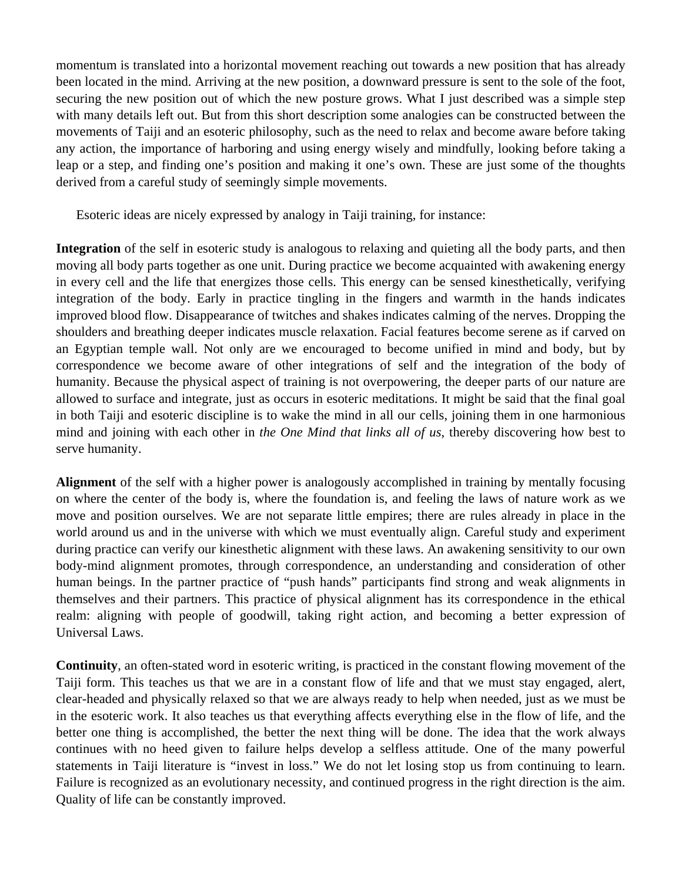momentum is translated into a horizontal movement reaching out towards a new position that has already been located in the mind. Arriving at the new position, a downward pressure is sent to the sole of the foot, securing the new position out of which the new posture grows. What I just described was a simple step with many details left out. But from this short description some analogies can be constructed between the movements of Taiji and an esoteric philosophy, such as the need to relax and become aware before taking any action, the importance of harboring and using energy wisely and mindfully, looking before taking a leap or a step, and finding one's position and making it one's own. These are just some of the thoughts derived from a careful study of seemingly simple movements.

Esoteric ideas are nicely expressed by analogy in Taiji training, for instance:

**Integration** of the self in esoteric study is analogous to relaxing and quieting all the body parts, and then moving all body parts together as one unit. During practice we become acquainted with awakening energy in every cell and the life that energizes those cells. This energy can be sensed kinesthetically, verifying integration of the body. Early in practice tingling in the fingers and warmth in the hands indicates improved blood flow. Disappearance of twitches and shakes indicates calming of the nerves. Dropping the shoulders and breathing deeper indicates muscle relaxation. Facial features become serene as if carved on an Egyptian temple wall. Not only are we encouraged to become unified in mind and body, but by correspondence we become aware of other integrations of self and the integration of the body of humanity. Because the physical aspect of training is not overpowering, the deeper parts of our nature are allowed to surface and integrate, just as occurs in esoteric meditations. It might be said that the final goal in both Taiji and esoteric discipline is to wake the mind in all our cells, joining them in one harmonious mind and joining with each other in *the One Mind that links all of us*, thereby discovering how best to serve humanity.

**Alignment** of the self with a higher power is analogously accomplished in training by mentally focusing on where the center of the body is, where the foundation is, and feeling the laws of nature work as we move and position ourselves. We are not separate little empires; there are rules already in place in the world around us and in the universe with which we must eventually align. Careful study and experiment during practice can verify our kinesthetic alignment with these laws. An awakening sensitivity to our own body-mind alignment promotes, through correspondence, an understanding and consideration of other human beings. In the partner practice of "push hands" participants find strong and weak alignments in themselves and their partners. This practice of physical alignment has its correspondence in the ethical realm: aligning with people of goodwill, taking right action, and becoming a better expression of Universal Laws.

**Continuity**, an often-stated word in esoteric writing, is practiced in the constant flowing movement of the Taiji form. This teaches us that we are in a constant flow of life and that we must stay engaged, alert, clear-headed and physically relaxed so that we are always ready to help when needed, just as we must be in the esoteric work. It also teaches us that everything affects everything else in the flow of life, and the better one thing is accomplished, the better the next thing will be done. The idea that the work always continues with no heed given to failure helps develop a selfless attitude. One of the many powerful statements in Taiji literature is "invest in loss." We do not let losing stop us from continuing to learn. Failure is recognized as an evolutionary necessity, and continued progress in the right direction is the aim. Quality of life can be constantly improved.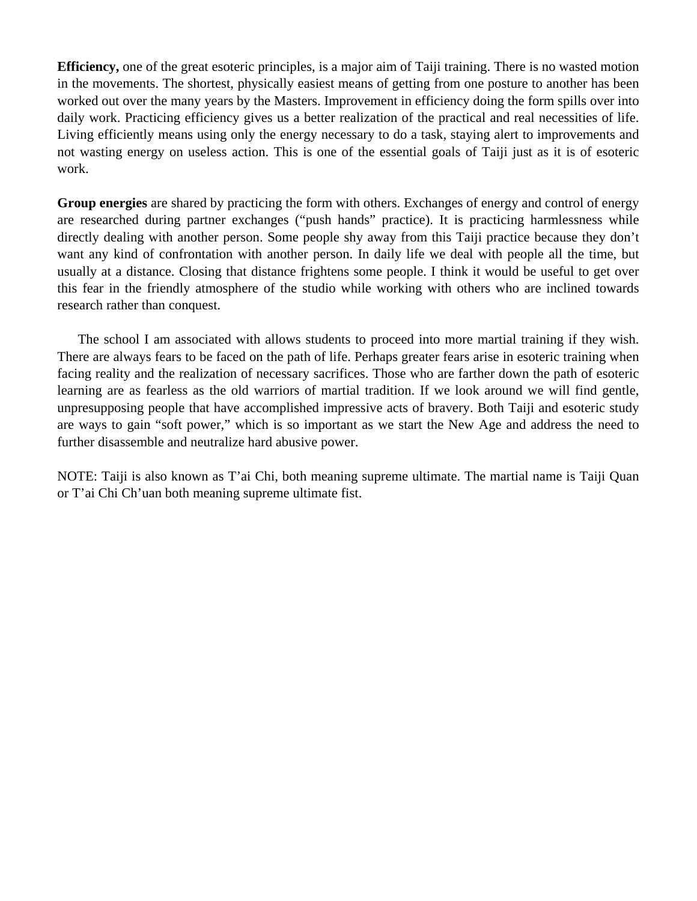**Efficiency,** one of the great esoteric principles, is a major aim of Taiji training. There is no wasted motion in the movements. The shortest, physically easiest means of getting from one posture to another has been worked out over the many years by the Masters. Improvement in efficiency doing the form spills over into daily work. Practicing efficiency gives us a better realization of the practical and real necessities of life. Living efficiently means using only the energy necessary to do a task, staying alert to improvements and not wasting energy on useless action. This is one of the essential goals of Taiji just as it is of esoteric work.

**Group energies** are shared by practicing the form with others. Exchanges of energy and control of energy are researched during partner exchanges ("push hands" practice). It is practicing harmlessness while directly dealing with another person. Some people shy away from this Taiji practice because they don't want any kind of confrontation with another person. In daily life we deal with people all the time, but usually at a distance. Closing that distance frightens some people. I think it would be useful to get over this fear in the friendly atmosphere of the studio while working with others who are inclined towards research rather than conquest.

The school I am associated with allows students to proceed into more martial training if they wish. There are always fears to be faced on the path of life. Perhaps greater fears arise in esoteric training when facing reality and the realization of necessary sacrifices. Those who are farther down the path of esoteric learning are as fearless as the old warriors of martial tradition. If we look around we will find gentle, unpresupposing people that have accomplished impressive acts of bravery. Both Taiji and esoteric study are ways to gain "soft power," which is so important as we start the New Age and address the need to further disassemble and neutralize hard abusive power.

NOTE: Taiji is also known as T'ai Chi, both meaning supreme ultimate. The martial name is Taiji Quan or T'ai Chi Ch'uan both meaning supreme ultimate fist.